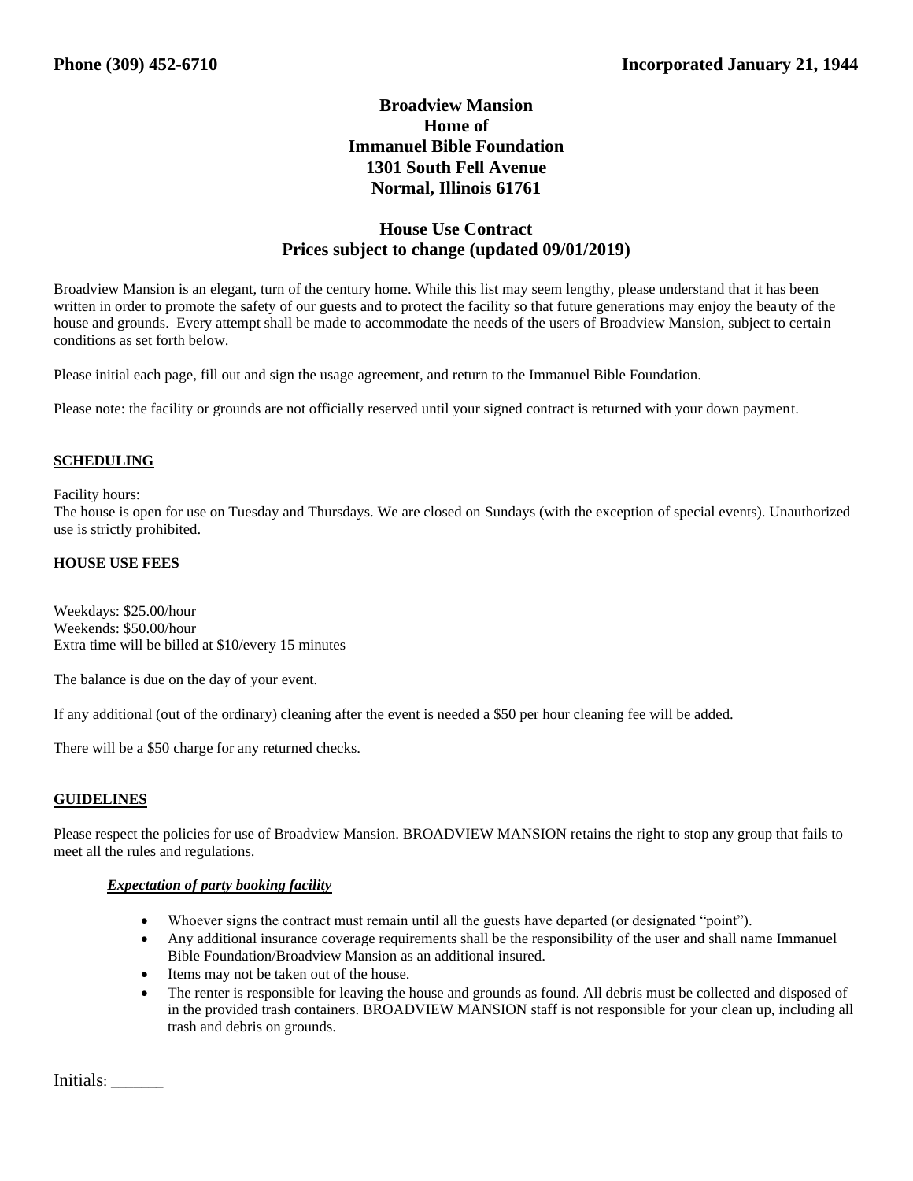**Phone (309) 452-6710** **Incorporated January 21, 1944**

# Broadview Mansion
## Home of
## Immanuel Bible Foundation
## 1301 South Fell Avenue
## Normal, Illinois 61761

## House Use Contract
## Prices subject to change (updated 09/01/2019)

Broadview Mansion is an elegant, turn of the century home. While this list may seem lengthy, please understand that it has been written in order to promote the safety of our guests and to protect the facility so that future generations may enjoy the beauty of the house and grounds. Every attempt shall be made to accommodate the needs of the users of Broadview Mansion, subject to certain conditions as set forth below.

Please initial each page, fill out and sign the usage agreement, and return to the Immanuel Bible Foundation.

Please note: the facility or grounds are not officially reserved until your signed contract is returned with your down payment.

### SCHEDULING

Facility hours:
The house is open for use on Tuesday and Thursdays. We are closed on Sundays (with the exception of special events). Unauthorized use is strictly prohibited.

#### HOUSE USE FEES

Weekdays: $25.00/hour
Weekends: $50.00/hour
Extra time will be billed at $10/every 15 minutes

The balance is due on the day of your event.

If any additional (out of the ordinary) cleaning after the event is needed a $50 per hour cleaning fee will be added.

There will be a $50 charge for any returned checks.

### GUIDELINES

Please respect the policies for use of Broadview Mansion. BROADVIEW MANSION retains the right to stop any group that fails to meet all the rules and regulations.

***Expectation of party booking facility***

- Whoever signs the contract must remain until all the guests have departed (or designated "point").
- Any additional insurance coverage requirements shall be the responsibility of the user and shall name Immanuel Bible Foundation/Broadview Mansion as an additional insured.
- Items may not be taken out of the house.
- The renter is responsible for leaving the house and grounds as found. All debris must be collected and disposed of in the provided trash containers. BROADVIEW MANSION staff is not responsible for your clean up, including all trash and debris on grounds.

Initials: ______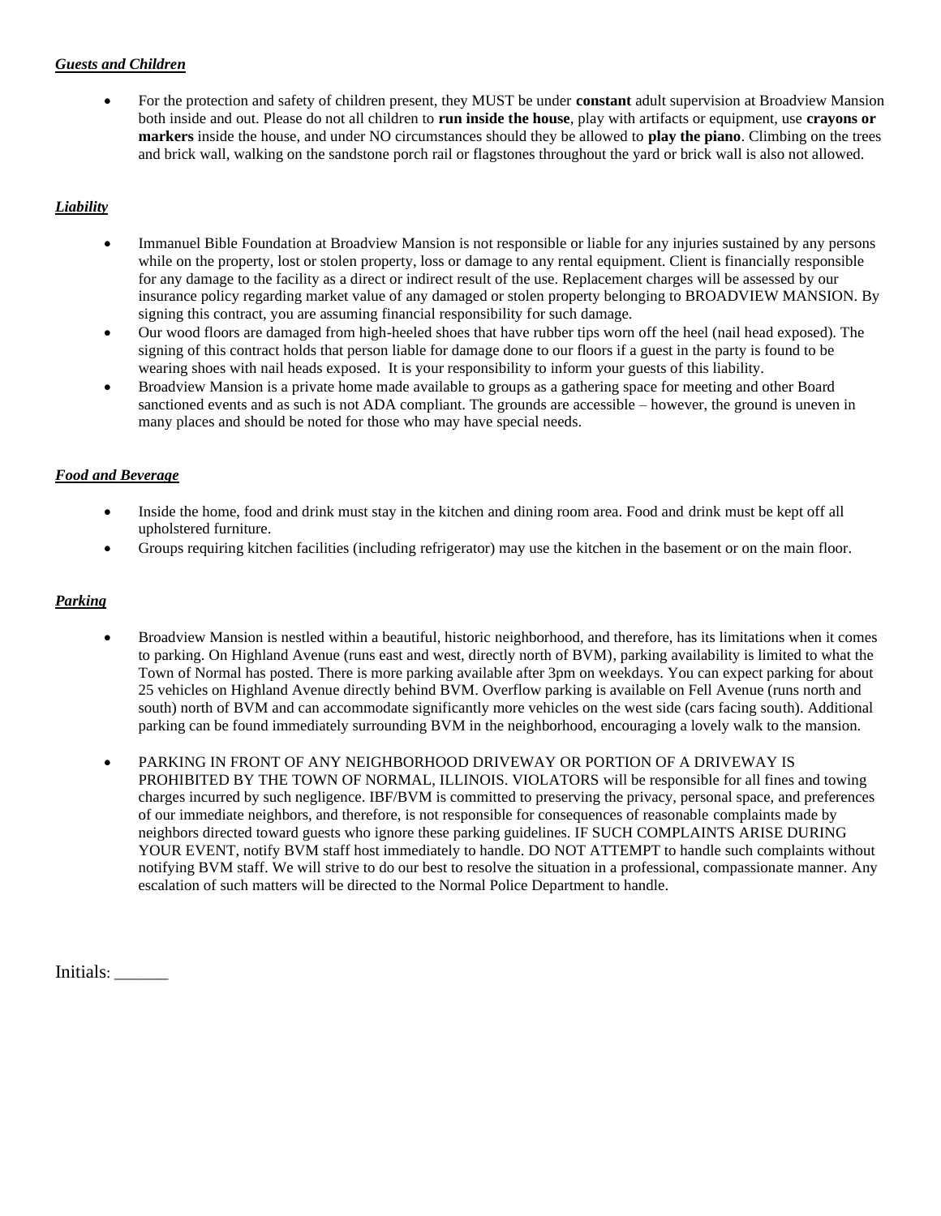***Guests and Children***

- For the protection and safety of children present, they MUST be under **constant** adult supervision at Broadview Mansion both inside and out. Please do not all children to **run inside the house**, play with artifacts or equipment, use **crayons or markers** inside the house, and under NO circumstances should they be allowed to **play the piano**. Climbing on the trees and brick wall, walking on the sandstone porch rail or flagstones throughout the yard or brick wall is also not allowed.

***Liability***

- Immanuel Bible Foundation at Broadview Mansion is not responsible or liable for any injuries sustained by any persons while on the property, lost or stolen property, loss or damage to any rental equipment. Client is financially responsible for any damage to the facility as a direct or indirect result of the use. Replacement charges will be assessed by our insurance policy regarding market value of any damaged or stolen property belonging to BROADVIEW MANSION. By signing this contract, you are assuming financial responsibility for such damage.
- Our wood floors are damaged from high-heeled shoes that have rubber tips worn off the heel (nail head exposed). The signing of this contract holds that person liable for damage done to our floors if a guest in the party is found to be wearing shoes with nail heads exposed. It is your responsibility to inform your guests of this liability.
- Broadview Mansion is a private home made available to groups as a gathering space for meeting and other Board sanctioned events and as such is not ADA compliant. The grounds are accessible – however, the ground is uneven in many places and should be noted for those who may have special needs.

***Food and Beverage***

- Inside the home, food and drink must stay in the kitchen and dining room area. Food and drink must be kept off all upholstered furniture.
- Groups requiring kitchen facilities (including refrigerator) may use the kitchen in the basement or on the main floor.

***Parking***

- Broadview Mansion is nestled within a beautiful, historic neighborhood, and therefore, has its limitations when it comes to parking. On Highland Avenue (runs east and west, directly north of BVM), parking availability is limited to what the Town of Normal has posted. There is more parking available after 3pm on weekdays. You can expect parking for about 25 vehicles on Highland Avenue directly behind BVM. Overflow parking is available on Fell Avenue (runs north and south) north of BVM and can accommodate significantly more vehicles on the west side (cars facing south). Additional parking can be found immediately surrounding BVM in the neighborhood, encouraging a lovely walk to the mansion.

- PARKING IN FRONT OF ANY NEIGHBORHOOD DRIVEWAY OR PORTION OF A DRIVEWAY IS PROHIBITED BY THE TOWN OF NORMAL, ILLINOIS. VIOLATORS will be responsible for all fines and towing charges incurred by such negligence. IBF/BVM is committed to preserving the privacy, personal space, and preferences of our immediate neighbors, and therefore, is not responsible for consequences of reasonable complaints made by neighbors directed toward guests who ignore these parking guidelines. IF SUCH COMPLAINTS ARISE DURING YOUR EVENT, notify BVM staff host immediately to handle. DO NOT ATTEMPT to handle such complaints without notifying BVM staff. We will strive to do our best to resolve the situation in a professional, compassionate manner. Any escalation of such matters will be directed to the Normal Police Department to handle.

Initials: ______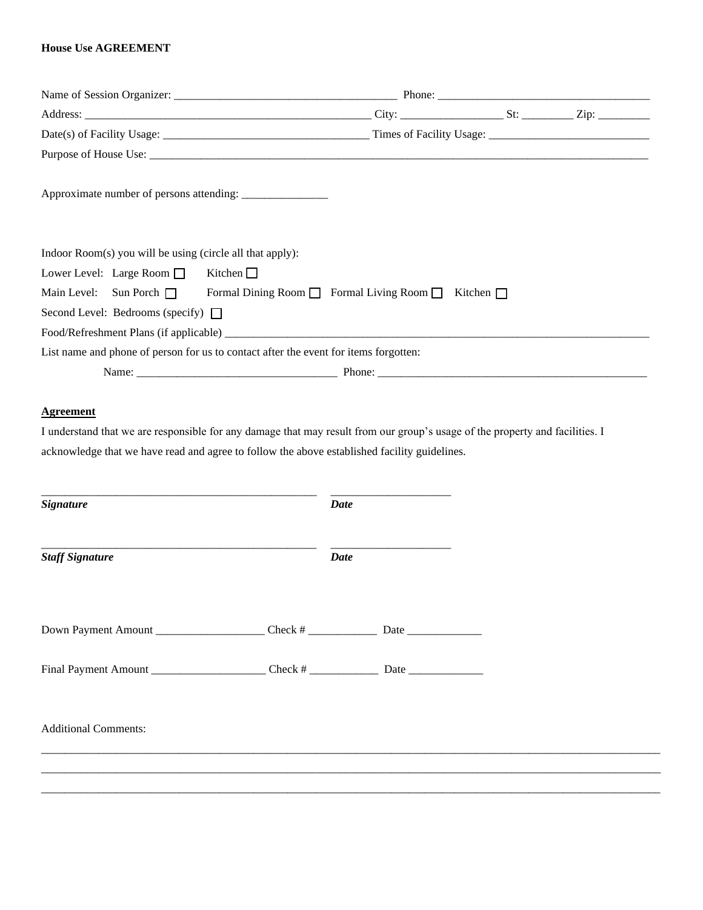**House Use AGREEMENT**

Name of Session Organizer: ______________________________________ Phone: ____________________________________

Address: ____________________________________________________ City: _________________ St: _________ Zip: _________

Date(s) of Facility Usage: ___________________________________ Times of Facility Usage: ___________________________

Purpose of House Use: ___________________________________________________________________________________________

Approximate number of persons attending: _______________

Indoor Room(s) you will be using (circle all that apply):

Lower Level: Large Room ☐ Kitchen ☐

Main Level: Sun Porch ☐ Formal Dining Room ☐ Formal Living Room ☐ Kitchen ☐

Second Level: Bedrooms (specify) ☐

Food/Refreshment Plans (if applicable) ____________________________________________________________________________

List name and phone of person for us to contact after the event for items forgotten:

Name: __________________________________ Phone: _______________________________________________

**Agreement**

I understand that we are responsible for any damage that may result from our group's usage of the property and facilities. I acknowledge that we have read and agree to follow the above established facility guidelines.

_______________________________________________ ____________________

***Signature*** ***Date***

_______________________________________________ ____________________

***Staff Signature*** ***Date***

Down Payment Amount ___________________ Check # ____________ Date _____________

Final Payment Amount ____________________ Check # ____________ Date _____________

Additional Comments:

_____________________________________________________________________________________________________________

_____________________________________________________________________________________________________________

_____________________________________________________________________________________________________________